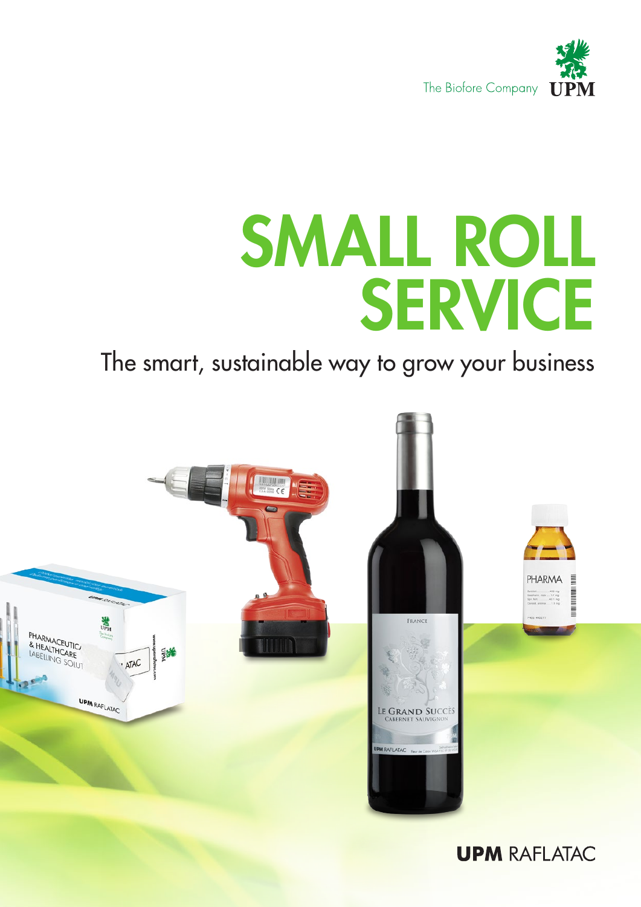The Biofore Company UPM

# SMALL ROLL SERVICE

The smart, sustainable way to grow your business

UPM RAFLATAC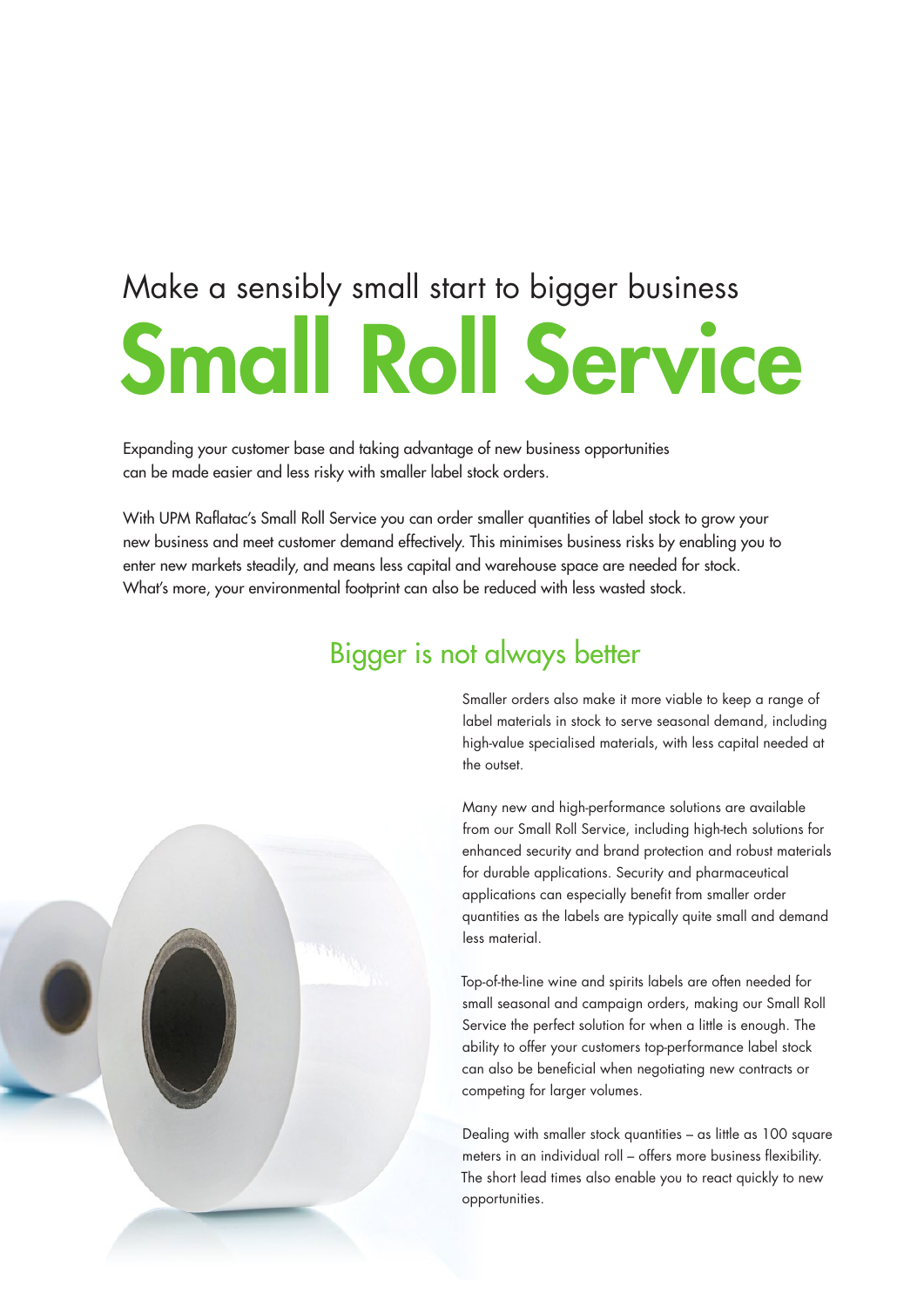Make a sensibly small start to bigger business

# Small Roll Service

Expanding your customer base and taking advantage of new business opportunities can be made easier and less risky with smaller label stock orders.

With UPM Raflatac's Small Roll Service you can order smaller quantities of label stock to grow your new business and meet customer demand effectively. This minimises business risks by enabling you to enter new markets steadily, and means less capital and warehouse space are needed for stock. What's more, your environmental footprint can also be reduced with less wasted stock.

## Bigger is not always better

Smaller orders also make it more viable to keep a range of label materials in stock to serve seasonal demand, including high-value specialised materials, with less capital needed at the outset.

Many new and high-performance solutions are available from our Small Roll Service, including high-tech solutions for enhanced security and brand protection and robust materials for durable applications. Security and pharmaceutical applications can especially benefit from smaller order quantities as the labels are typically quite small and demand less material.

Top-of-the-line wine and spirits labels are often needed for small seasonal and campaign orders, making our Small Roll Service the perfect solution for when a little is enough. The ability to offer your customers top-performance label stock can also be beneficial when negotiating new contracts or competing for larger volumes.

Dealing with smaller stock quantities – as little as 100 square meters in an individual roll – offers more business flexibility. The short lead times also enable you to react quickly to new opportunities.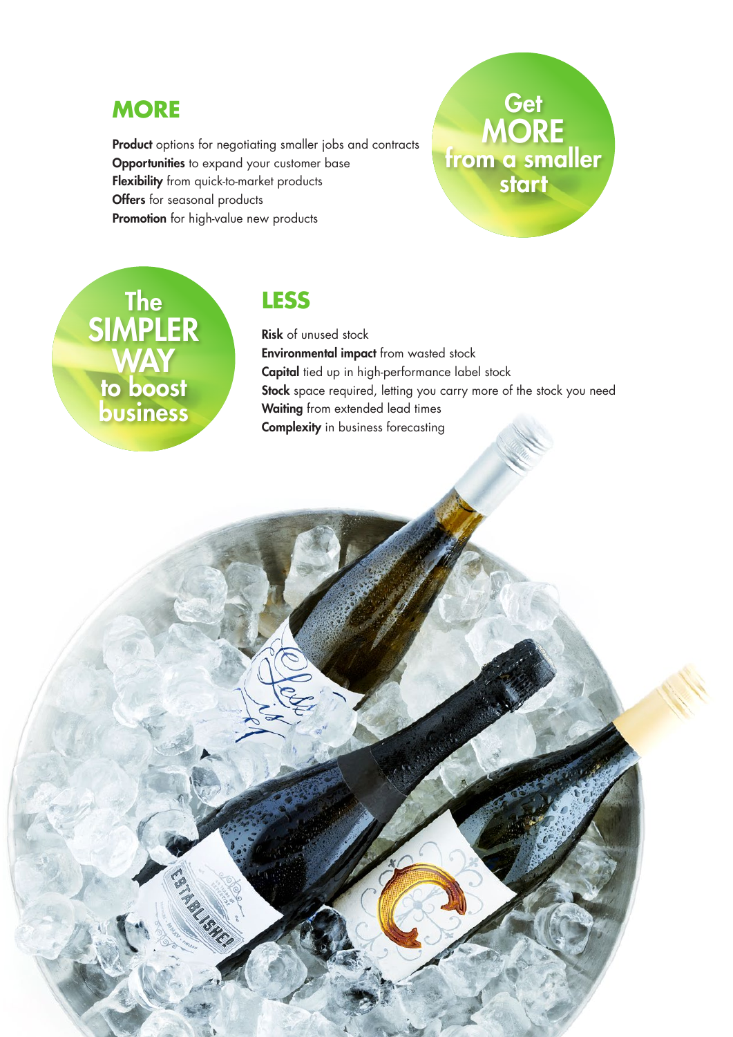## MORE

**Product** options for negotiating smaller jobs and contracts
**Opportunities** to expand your customer base
**Flexibility** from quick-to-market products
**Offers** for seasonal products
**Promotion** for high-value new products

Get MORE from a smaller start

The SIMPLER WAY to boost business

## LESS

**Risk** of unused stock
**Environmental impact** from wasted stock
**Capital** tied up in high-performance label stock
**Stock** space required, letting you carry more of the stock you need
**Waiting** from extended lead times
**Complexity** in business forecasting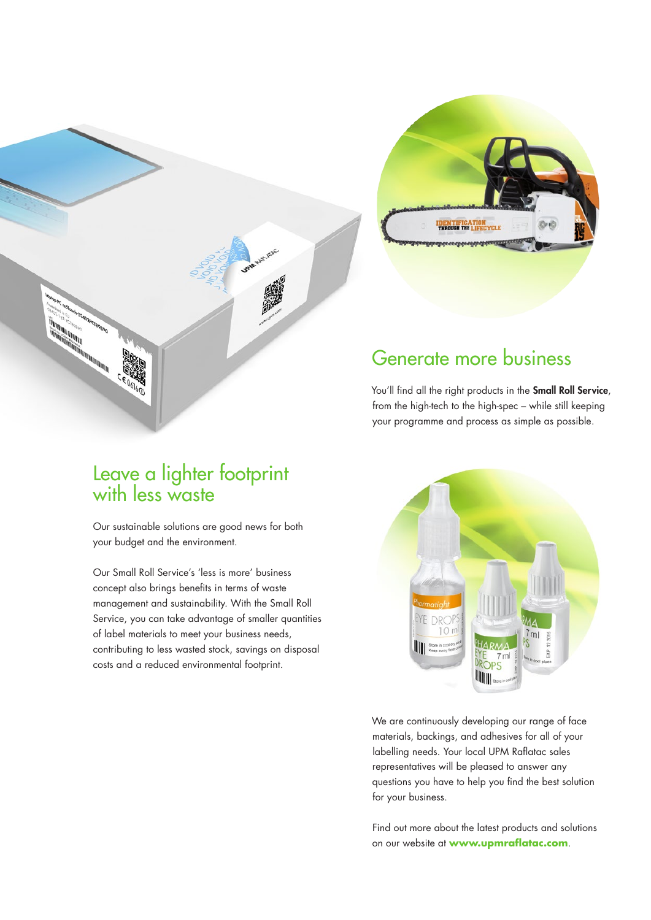## Generate more business

You'll find all the right products in the **Small Roll Service**, from the high-tech to the high-spec – while still keeping your programme and process as simple as possible.

## Leave a lighter footprint with less waste

Our sustainable solutions are good news for both your budget and the environment.

Our Small Roll Service's 'less is more' business concept also brings benefits in terms of waste management and sustainability. With the Small Roll Service, you can take advantage of smaller quantities of label materials to meet your business needs, contributing to less wasted stock, savings on disposal costs and a reduced environmental footprint.

We are continuously developing our range of face materials, backings, and adhesives for all of your labelling needs. Your local UPM Raflatac sales representatives will be pleased to answer any questions you have to help you find the best solution for your business.

Find out more about the latest products and solutions on our website at **www.upmraflatac.com**.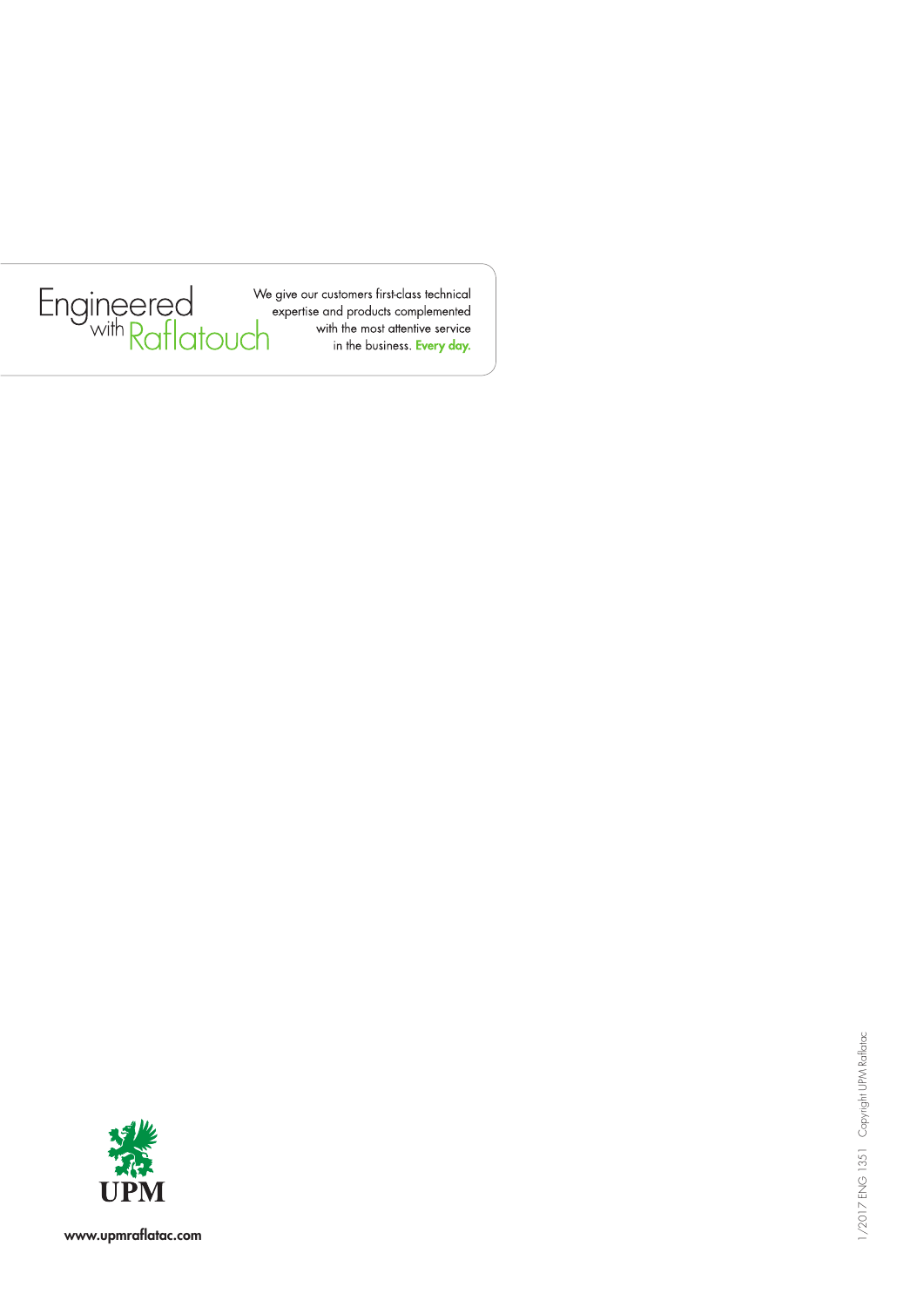Engineered with Raflatouch

We give our customers first-class technical expertise and products complemented with the most attentive service in the business. **Every day.**

UPM

www.upmraflatac.com

1/2017 ENG 1351 Copyright UPM Raflatac